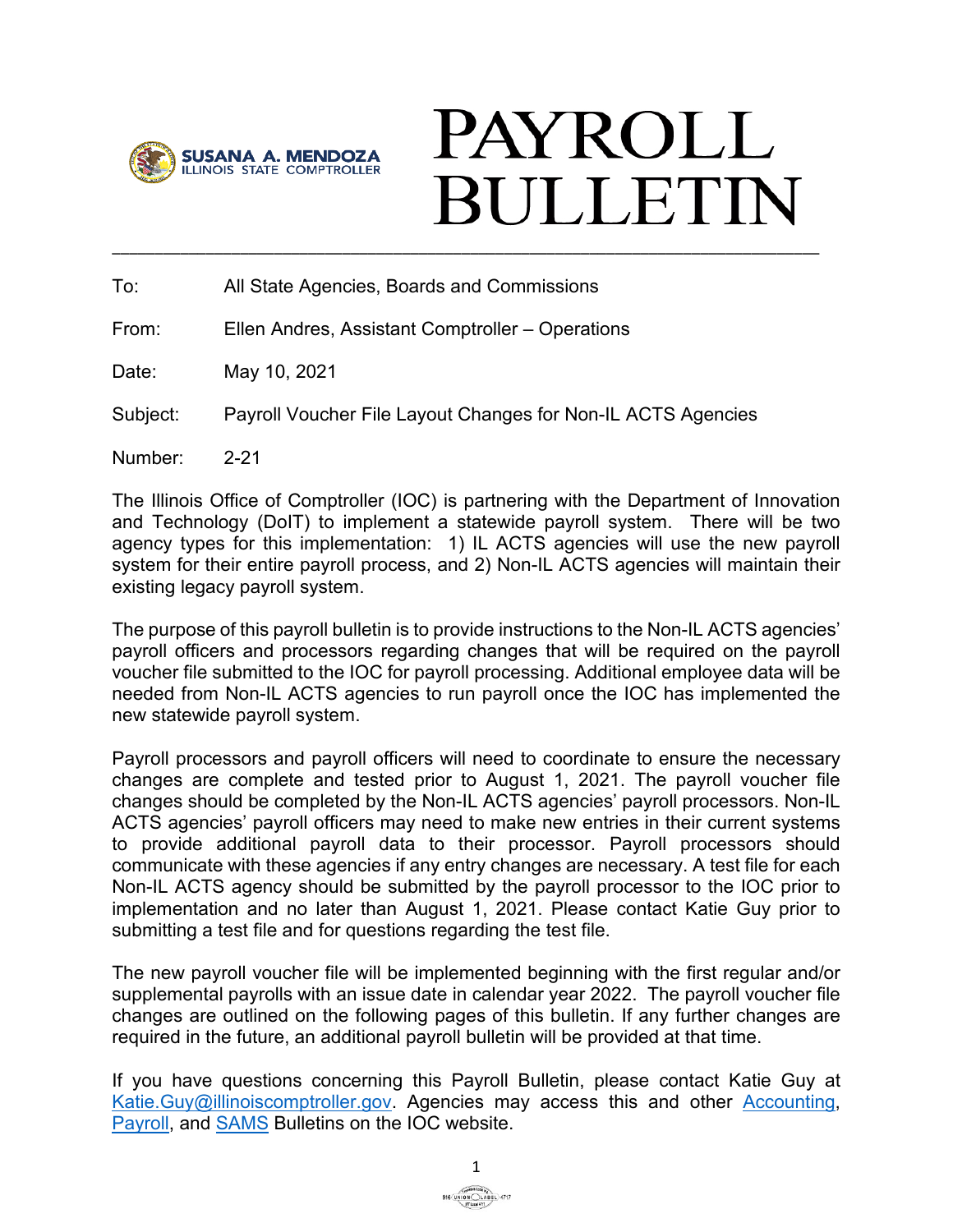**SUSANA A. MENDOZA**
ILLINOIS STATE COMPTROLLER

# PAYROLL BULLETIN

To: All State Agencies, Boards and Commissions

From: Ellen Andres, Assistant Comptroller – Operations

Date: May 10, 2021

Subject: Payroll Voucher File Layout Changes for Non-IL ACTS Agencies

Number: 2-21

The Illinois Office of Comptroller (IOC) is partnering with the Department of Innovation and Technology (DoIT) to implement a statewide payroll system. There will be two agency types for this implementation: 1) IL ACTS agencies will use the new payroll system for their entire payroll process, and 2) Non-IL ACTS agencies will maintain their existing legacy payroll system.

The purpose of this payroll bulletin is to provide instructions to the Non-IL ACTS agencies' payroll officers and processors regarding changes that will be required on the payroll voucher file submitted to the IOC for payroll processing. Additional employee data will be needed from Non-IL ACTS agencies to run payroll once the IOC has implemented the new statewide payroll system.

Payroll processors and payroll officers will need to coordinate to ensure the necessary changes are complete and tested prior to August 1, 2021. The payroll voucher file changes should be completed by the Non-IL ACTS agencies' payroll processors. Non-IL ACTS agencies' payroll officers may need to make new entries in their current systems to provide additional payroll data to their processor. Payroll processors should communicate with these agencies if any entry changes are necessary. A test file for each Non-IL ACTS agency should be submitted by the payroll processor to the IOC prior to implementation and no later than August 1, 2021. Please contact Katie Guy prior to submitting a test file and for questions regarding the test file.

The new payroll voucher file will be implemented beginning with the first regular and/or supplemental payrolls with an issue date in calendar year 2022. The payroll voucher file changes are outlined on the following pages of this bulletin. If any further changes are required in the future, an additional payroll bulletin will be provided at that time.

If you have questions concerning this Payroll Bulletin, please contact Katie Guy at Katie.Guy@illinoiscomptroller.gov. Agencies may access this and other Accounting, Payroll, and SAMS Bulletins on the IOC website.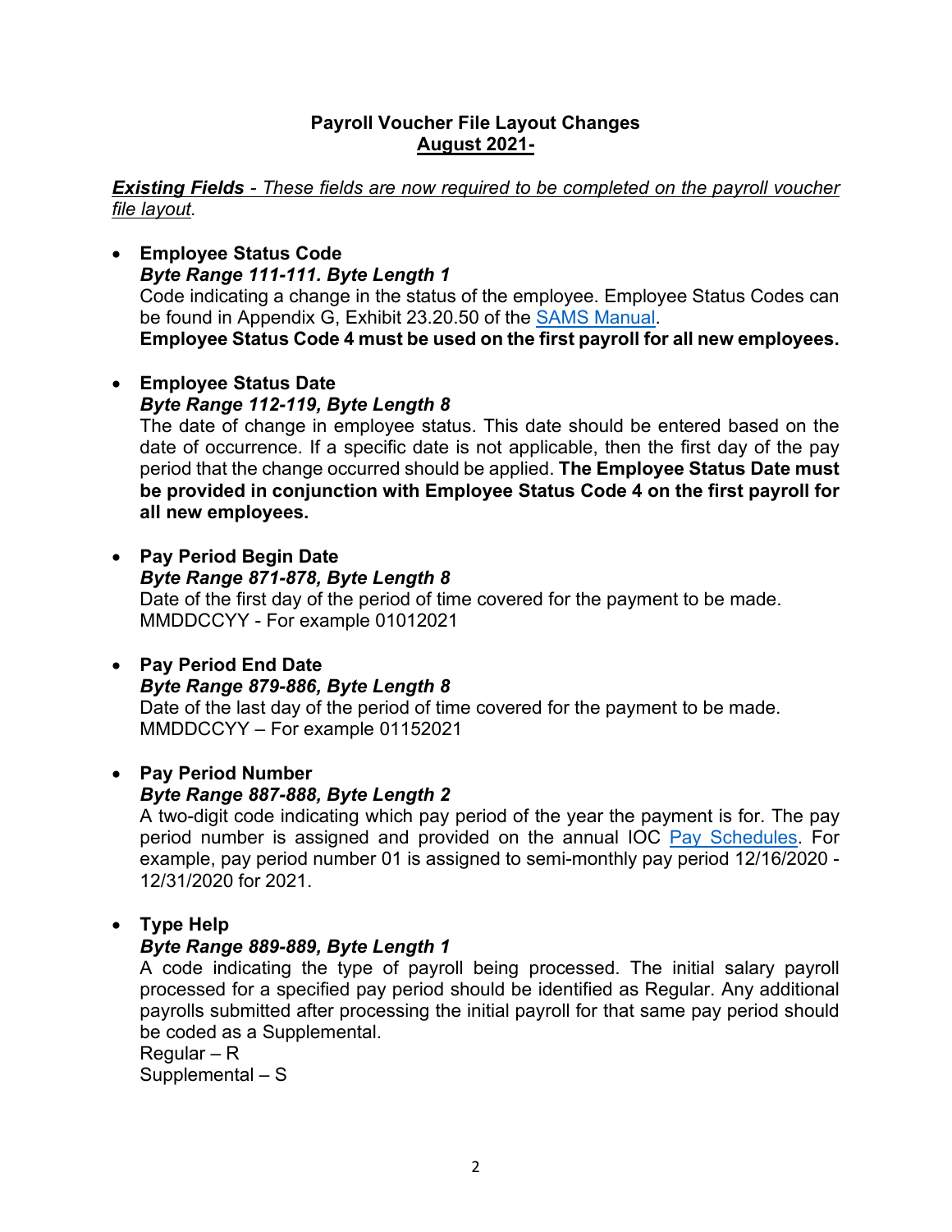**Payroll Voucher File Layout Changes**
**<u>August 2021-</u>**

***<u>Existing Fields</u>*** *<u>- These fields are now required to be completed on the payroll voucher file layout.</u>*

- **Employee Status Code**
  ***Byte Range 111-111. Byte Length 1***
  Code indicating a change in the status of the employee. Employee Status Codes can be found in Appendix G, Exhibit 23.20.50 of the SAMS Manual.
  **Employee Status Code 4 must be used on the first payroll for all new employees.**

- **Employee Status Date**
  ***Byte Range 112-119, Byte Length 8***
  The date of change in employee status. This date should be entered based on the date of occurrence. If a specific date is not applicable, then the first day of the pay period that the change occurred should be applied. **The Employee Status Date must be provided in conjunction with Employee Status Code 4 on the first payroll for all new employees.**

- **Pay Period Begin Date**
  ***Byte Range 871-878, Byte Length 8***
  Date of the first day of the period of time covered for the payment to be made.
  MMDDCCYY - For example 01012021

- **Pay Period End Date**
  ***Byte Range 879-886, Byte Length 8***
  Date of the last day of the period of time covered for the payment to be made.
  MMDDCCYY – For example 01152021

- **Pay Period Number**
  ***Byte Range 887-888, Byte Length 2***
  A two-digit code indicating which pay period of the year the payment is for. The pay period number is assigned and provided on the annual IOC Pay Schedules. For example, pay period number 01 is assigned to semi-monthly pay period 12/16/2020 - 12/31/2020 for 2021.

- **Type Help**
  ***Byte Range 889-889, Byte Length 1***
  A code indicating the type of payroll being processed. The initial salary payroll processed for a specified pay period should be identified as Regular. Any additional payrolls submitted after processing the initial payroll for that same pay period should be coded as a Supplemental.
  Regular – R
  Supplemental – S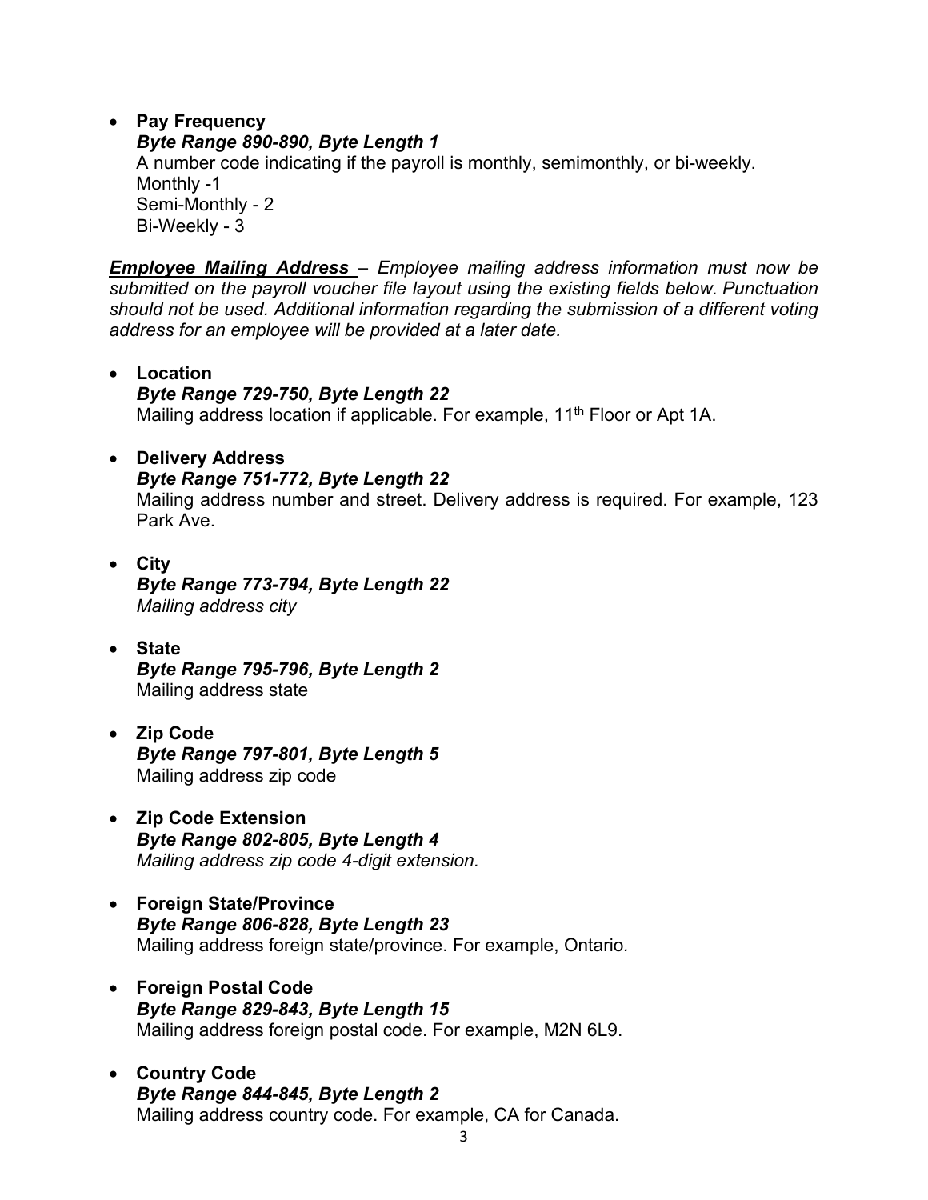- **Pay Frequency**
  ***Byte Range 890-890, Byte Length 1***
  A number code indicating if the payroll is monthly, semimonthly, or bi-weekly.
  Monthly -1
  Semi-Monthly - 2
  Bi-Weekly - 3

***Employee Mailing Address*** *– Employee mailing address information must now be submitted on the payroll voucher file layout using the existing fields below. Punctuation should not be used. Additional information regarding the submission of a different voting address for an employee will be provided at a later date.*

- **Location**
  ***Byte Range 729-750, Byte Length 22***
  Mailing address location if applicable. For example, 11th Floor or Apt 1A.

- **Delivery Address**
  ***Byte Range 751-772, Byte Length 22***
  Mailing address number and street. Delivery address is required. For example, 123 Park Ave.

- **City**
  ***Byte Range 773-794, Byte Length 22***
  *Mailing address city*

- **State**
  ***Byte Range 795-796, Byte Length 2***
  Mailing address state

- **Zip Code**
  ***Byte Range 797-801, Byte Length 5***
  Mailing address zip code

- **Zip Code Extension**
  ***Byte Range 802-805, Byte Length 4***
  *Mailing address zip code 4-digit extension.*

- **Foreign State/Province**
  ***Byte Range 806-828, Byte Length 23***
  Mailing address foreign state/province. For example, Ontario.

- **Foreign Postal Code**
  ***Byte Range 829-843, Byte Length 15***
  Mailing address foreign postal code. For example, M2N 6L9.

- **Country Code**
  ***Byte Range 844-845, Byte Length 2***
  Mailing address country code. For example, CA for Canada.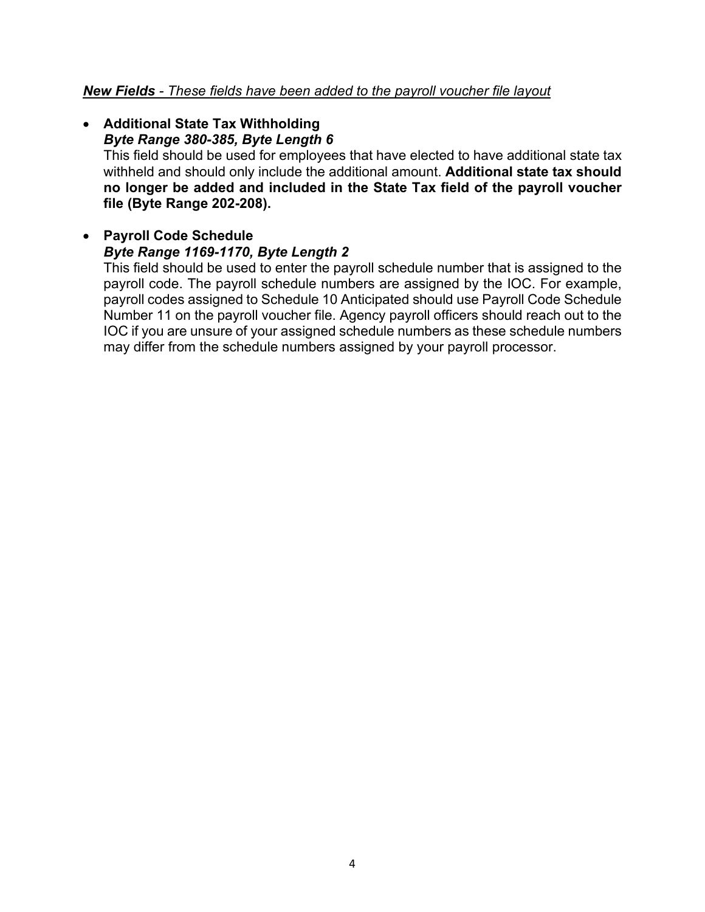***New Fields*** *- These fields have been added to the payroll voucher file layout*

- **Additional State Tax Withholding**
  ***Byte Range 380-385, Byte Length 6***
  This field should be used for employees that have elected to have additional state tax withheld and should only include the additional amount. **Additional state tax should no longer be added and included in the State Tax field of the payroll voucher file (Byte Range 202-208).**

- **Payroll Code Schedule**
  ***Byte Range 1169-1170, Byte Length 2***
  This field should be used to enter the payroll schedule number that is assigned to the payroll code. The payroll schedule numbers are assigned by the IOC. For example, payroll codes assigned to Schedule 10 Anticipated should use Payroll Code Schedule Number 11 on the payroll voucher file. Agency payroll officers should reach out to the IOC if you are unsure of your assigned schedule numbers as these schedule numbers may differ from the schedule numbers assigned by your payroll processor.